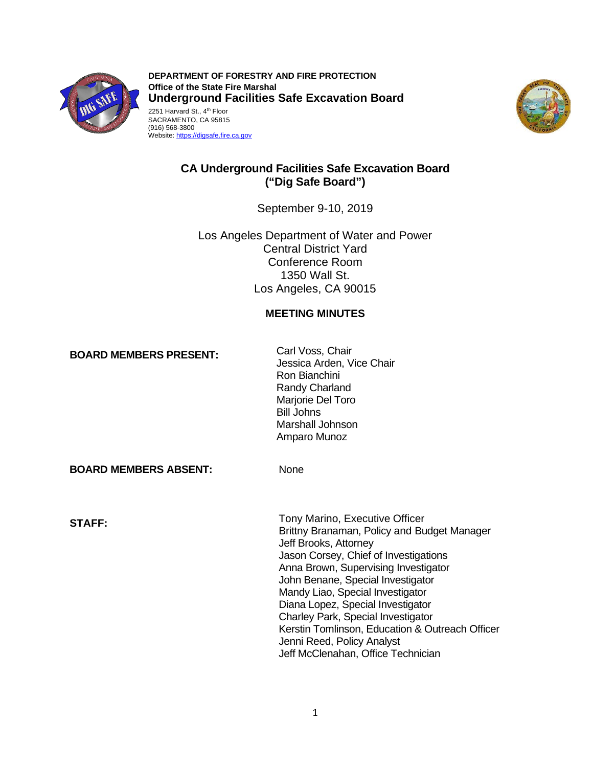**DEPARTMENT OF FORESTRY AND FIRE PROTECTION**
**Office of the State Fire Marshal**
**Underground Facilities Safe Excavation Board**
2251 Harvard St., 4th Floor
SACRAMENTO, CA 95815
(916) 568-3800
Website: https://digsafe.fire.ca.gov

# CA Underground Facilities Safe Excavation Board ("Dig Safe Board")

September 9-10, 2019

Los Angeles Department of Water and Power
Central District Yard
Conference Room
1350 Wall St.
Los Angeles, CA 90015

## MEETING MINUTES

**BOARD MEMBERS PRESENT:**

Carl Voss, Chair
Jessica Arden, Vice Chair
Ron Bianchini
Randy Charland
Marjorie Del Toro
Bill Johns
Marshall Johnson
Amparo Munoz

**BOARD MEMBERS ABSENT:**

None

**STAFF:**

Tony Marino, Executive Officer
Brittny Branaman, Policy and Budget Manager
Jeff Brooks, Attorney
Jason Corsey, Chief of Investigations
Anna Brown, Supervising Investigator
John Benane, Special Investigator
Mandy Liao, Special Investigator
Diana Lopez, Special Investigator
Charley Park, Special Investigator
Kerstin Tomlinson, Education & Outreach Officer
Jenni Reed, Policy Analyst
Jeff McClenahan, Office Technician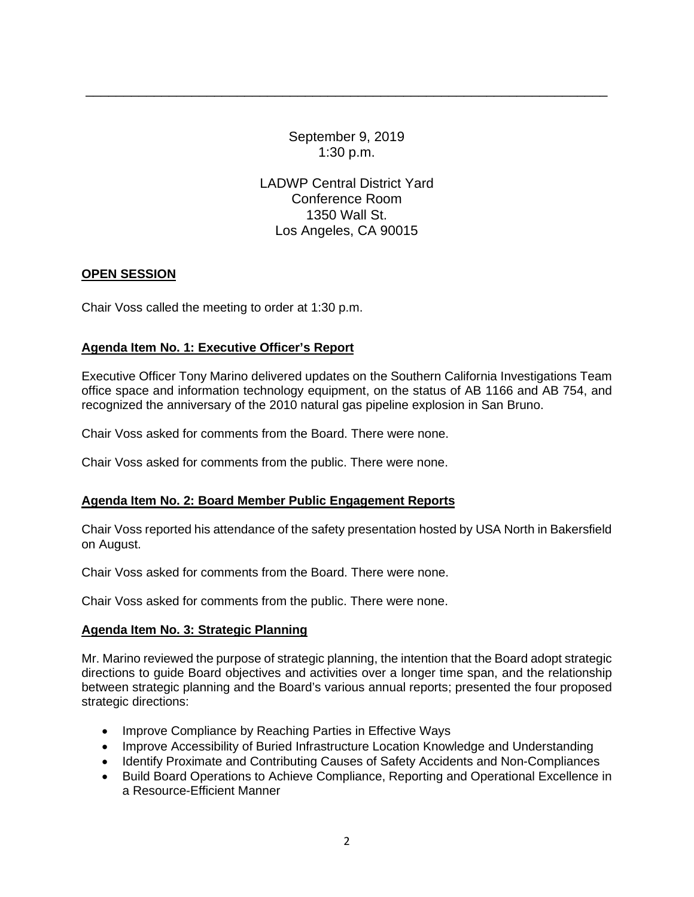September 9, 2019
1:30 p.m.

LADWP Central District Yard
Conference Room
1350 Wall St.
Los Angeles, CA 90015

**OPEN SESSION**

Chair Voss called the meeting to order at 1:30 p.m.

**Agenda Item No. 1: Executive Officer's Report**

Executive Officer Tony Marino delivered updates on the Southern California Investigations Team office space and information technology equipment, on the status of AB 1166 and AB 754, and recognized the anniversary of the 2010 natural gas pipeline explosion in San Bruno.

Chair Voss asked for comments from the Board. There were none.

Chair Voss asked for comments from the public. There were none.

**Agenda Item No. 2: Board Member Public Engagement Reports**

Chair Voss reported his attendance of the safety presentation hosted by USA North in Bakersfield on August.

Chair Voss asked for comments from the Board. There were none.

Chair Voss asked for comments from the public. There were none.

**Agenda Item No. 3: Strategic Planning**

Mr. Marino reviewed the purpose of strategic planning, the intention that the Board adopt strategic directions to guide Board objectives and activities over a longer time span, and the relationship between strategic planning and the Board's various annual reports; presented the four proposed strategic directions:

- Improve Compliance by Reaching Parties in Effective Ways
- Improve Accessibility of Buried Infrastructure Location Knowledge and Understanding
- Identify Proximate and Contributing Causes of Safety Accidents and Non-Compliances
- Build Board Operations to Achieve Compliance, Reporting and Operational Excellence in a Resource-Efficient Manner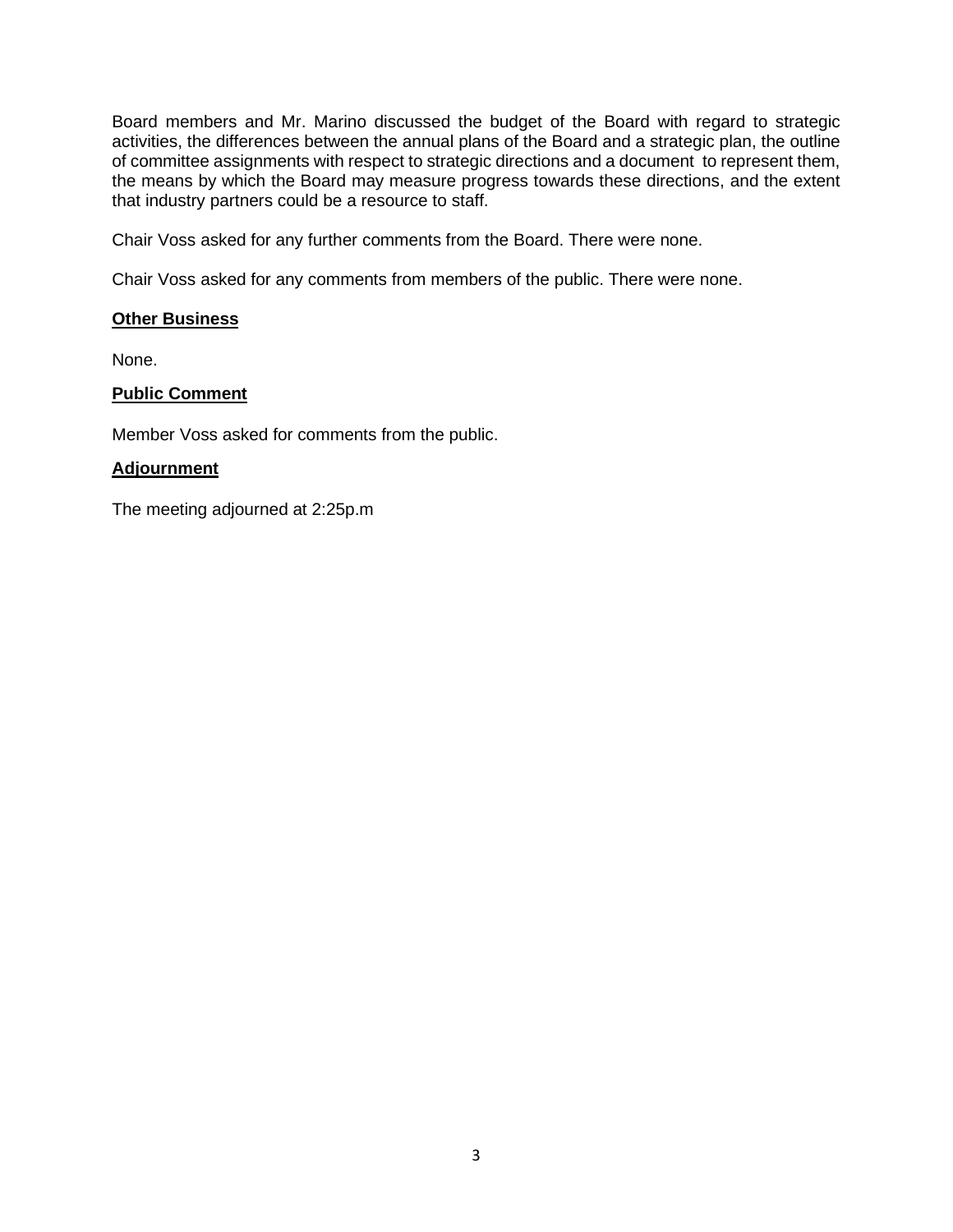Board members and Mr. Marino discussed the budget of the Board with regard to strategic activities, the differences between the annual plans of the Board and a strategic plan, the outline of committee assignments with respect to strategic directions and a document to represent them, the means by which the Board may measure progress towards these directions, and the extent that industry partners could be a resource to staff.

Chair Voss asked for any further comments from the Board. There were none.

Chair Voss asked for any comments from members of the public. There were none.

**Other Business**

None.

**Public Comment**

Member Voss asked for comments from the public.

**Adjournment**

The meeting adjourned at 2:25p.m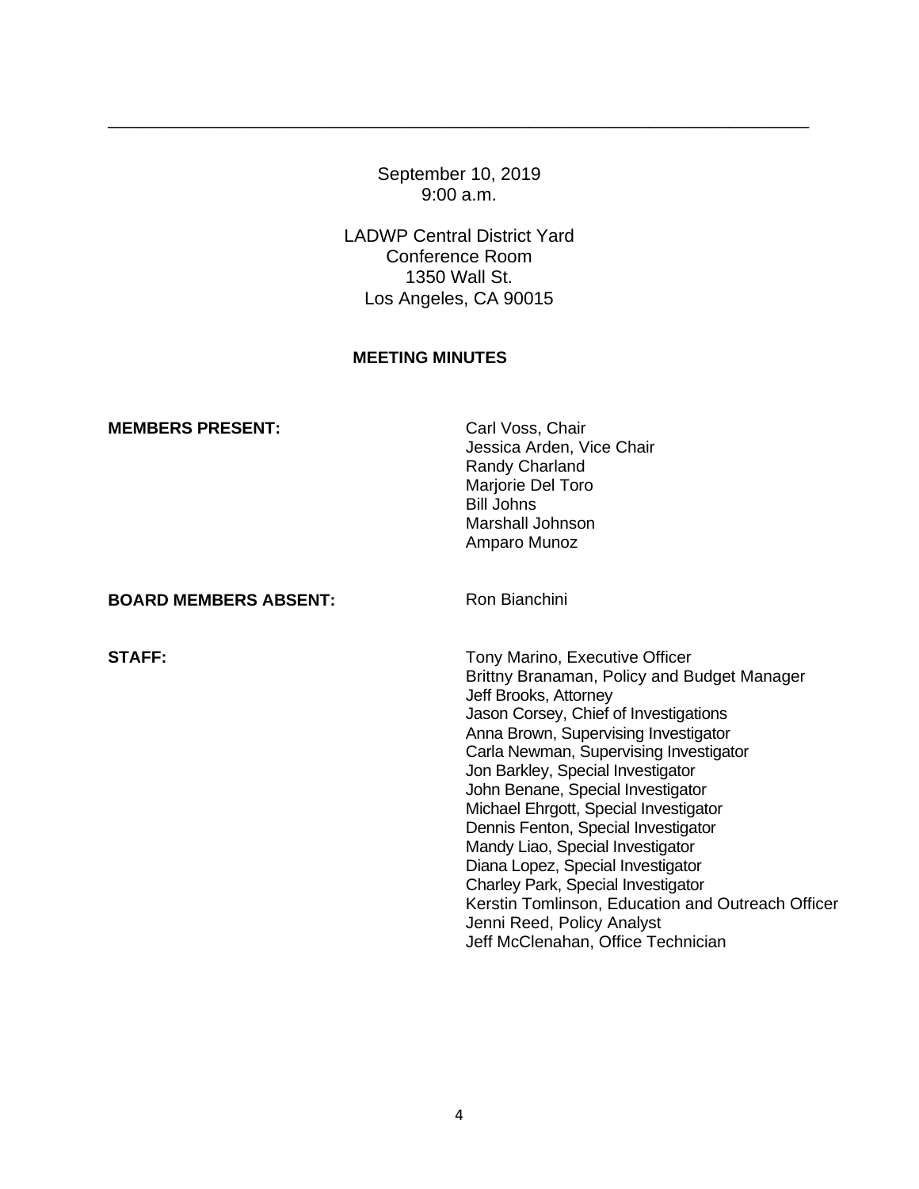---

September 10, 2019
9:00 a.m.

LADWP Central District Yard
Conference Room
1350 Wall St.
Los Angeles, CA 90015

**MEETING MINUTES**

| | |
|---|---|
| **MEMBERS PRESENT:** | Carl Voss, Chair<br>Jessica Arden, Vice Chair<br>Randy Charland<br>Marjorie Del Toro<br>Bill Johns<br>Marshall Johnson<br>Amparo Munoz |
| **BOARD MEMBERS ABSENT:** | Ron Bianchini |
| **STAFF:** | Tony Marino, Executive Officer<br>Brittny Branaman, Policy and Budget Manager<br>Jeff Brooks, Attorney<br>Jason Corsey, Chief of Investigations<br>Anna Brown, Supervising Investigator<br>Carla Newman, Supervising Investigator<br>Jon Barkley, Special Investigator<br>John Benane, Special Investigator<br>Michael Ehrgott, Special Investigator<br>Dennis Fenton, Special Investigator<br>Mandy Liao, Special Investigator<br>Diana Lopez, Special Investigator<br>Charley Park, Special Investigator<br>Kerstin Tomlinson, Education and Outreach Officer<br>Jenni Reed, Policy Analyst<br>Jeff McClenahan, Office Technician |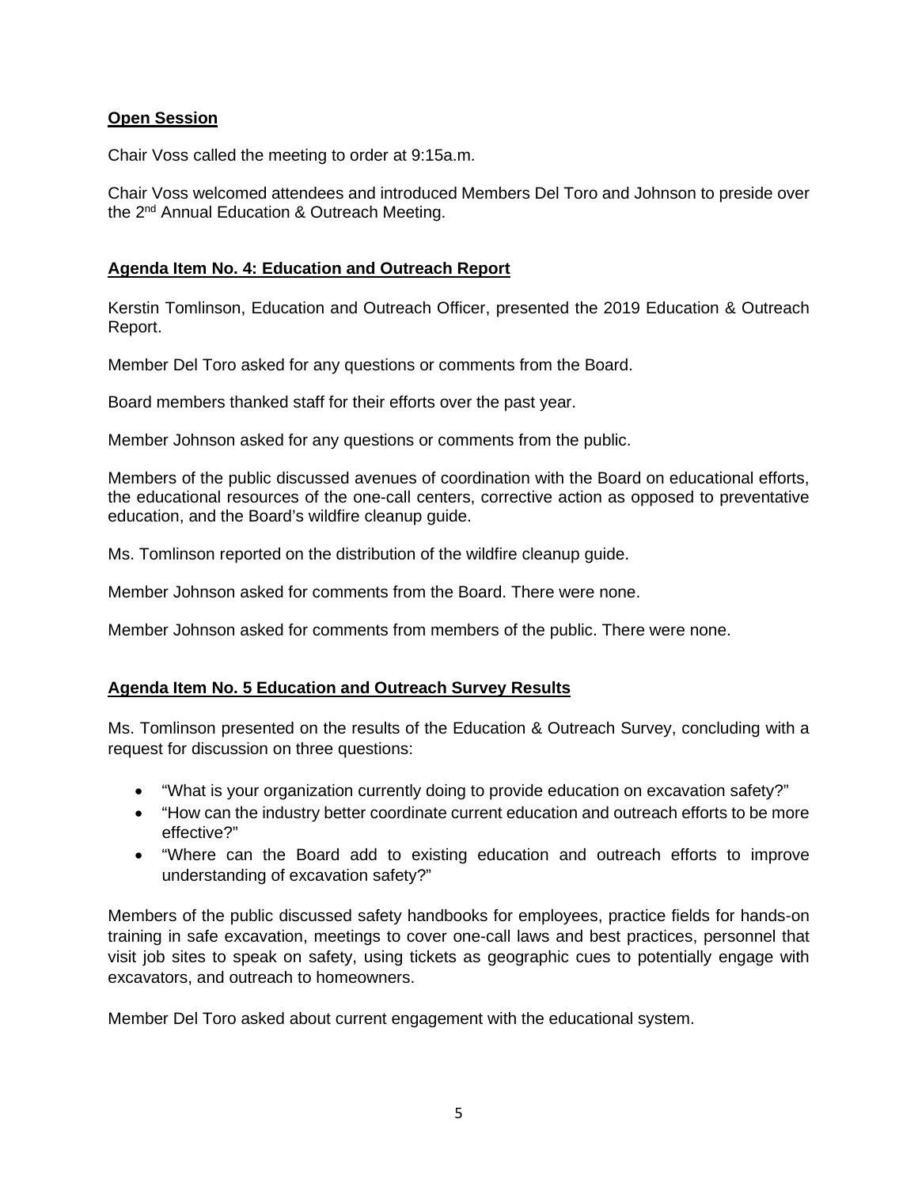**Open Session**

Chair Voss called the meeting to order at 9:15a.m.

Chair Voss welcomed attendees and introduced Members Del Toro and Johnson to preside over the 2nd Annual Education & Outreach Meeting.

**Agenda Item No. 4: Education and Outreach Report**

Kerstin Tomlinson, Education and Outreach Officer, presented the 2019 Education & Outreach Report.

Member Del Toro asked for any questions or comments from the Board.

Board members thanked staff for their efforts over the past year.

Member Johnson asked for any questions or comments from the public.

Members of the public discussed avenues of coordination with the Board on educational efforts, the educational resources of the one-call centers, corrective action as opposed to preventative education, and the Board's wildfire cleanup guide.

Ms. Tomlinson reported on the distribution of the wildfire cleanup guide.

Member Johnson asked for comments from the Board. There were none.

Member Johnson asked for comments from members of the public. There were none.

**Agenda Item No. 5 Education and Outreach Survey Results**

Ms. Tomlinson presented on the results of the Education & Outreach Survey, concluding with a request for discussion on three questions:

- "What is your organization currently doing to provide education on excavation safety?"
- "How can the industry better coordinate current education and outreach efforts to be more effective?"
- "Where can the Board add to existing education and outreach efforts to improve understanding of excavation safety?"

Members of the public discussed safety handbooks for employees, practice fields for hands-on training in safe excavation, meetings to cover one-call laws and best practices, personnel that visit job sites to speak on safety, using tickets as geographic cues to potentially engage with excavators, and outreach to homeowners.

Member Del Toro asked about current engagement with the educational system.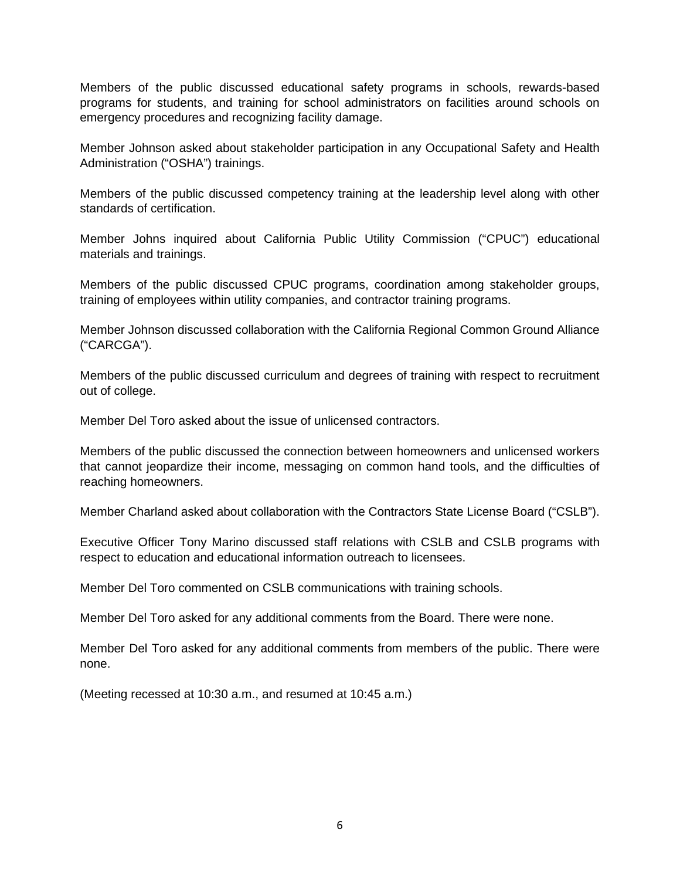Members of the public discussed educational safety programs in schools, rewards-based programs for students, and training for school administrators on facilities around schools on emergency procedures and recognizing facility damage.

Member Johnson asked about stakeholder participation in any Occupational Safety and Health Administration ("OSHA") trainings.

Members of the public discussed competency training at the leadership level along with other standards of certification.

Member Johns inquired about California Public Utility Commission ("CPUC") educational materials and trainings.

Members of the public discussed CPUC programs, coordination among stakeholder groups, training of employees within utility companies, and contractor training programs.

Member Johnson discussed collaboration with the California Regional Common Ground Alliance ("CARCGA").

Members of the public discussed curriculum and degrees of training with respect to recruitment out of college.

Member Del Toro asked about the issue of unlicensed contractors.

Members of the public discussed the connection between homeowners and unlicensed workers that cannot jeopardize their income, messaging on common hand tools, and the difficulties of reaching homeowners.

Member Charland asked about collaboration with the Contractors State License Board ("CSLB").

Executive Officer Tony Marino discussed staff relations with CSLB and CSLB programs with respect to education and educational information outreach to licensees.

Member Del Toro commented on CSLB communications with training schools.

Member Del Toro asked for any additional comments from the Board. There were none.

Member Del Toro asked for any additional comments from members of the public. There were none.

(Meeting recessed at 10:30 a.m., and resumed at 10:45 a.m.)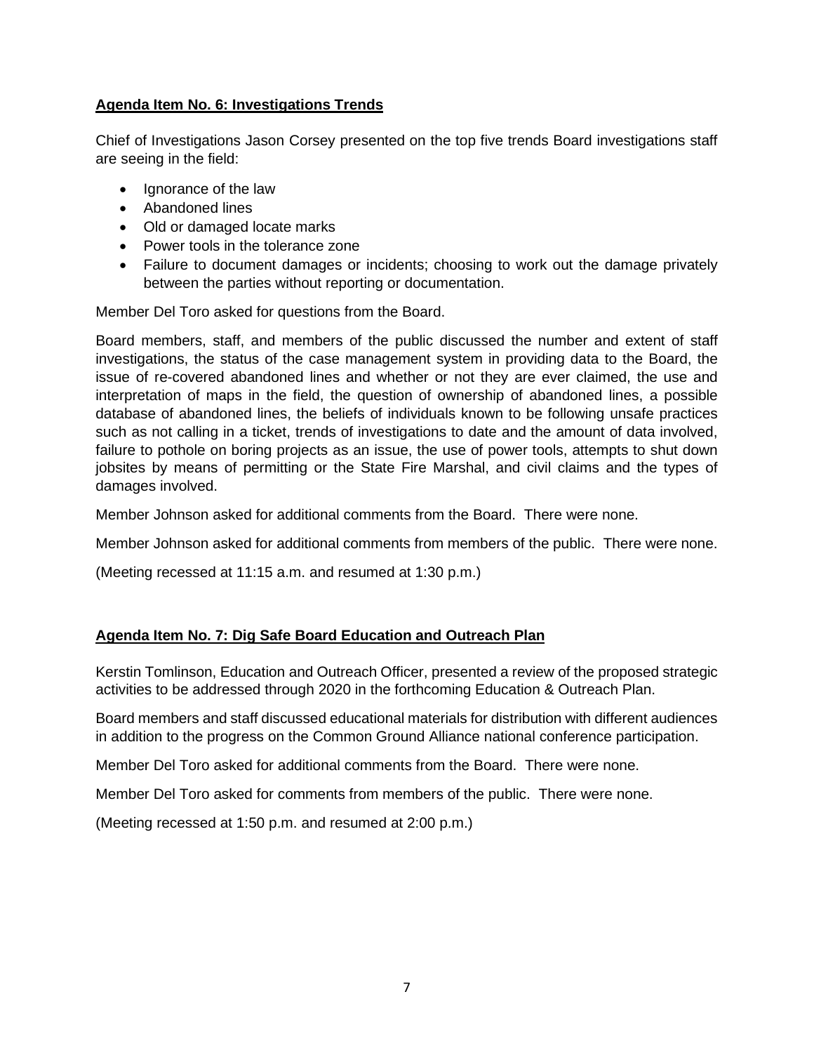**Agenda Item No. 6: Investigations Trends**

Chief of Investigations Jason Corsey presented on the top five trends Board investigations staff are seeing in the field:

- Ignorance of the law
- Abandoned lines
- Old or damaged locate marks
- Power tools in the tolerance zone
- Failure to document damages or incidents; choosing to work out the damage privately between the parties without reporting or documentation.

Member Del Toro asked for questions from the Board.

Board members, staff, and members of the public discussed the number and extent of staff investigations, the status of the case management system in providing data to the Board, the issue of re-covered abandoned lines and whether or not they are ever claimed, the use and interpretation of maps in the field, the question of ownership of abandoned lines, a possible database of abandoned lines, the beliefs of individuals known to be following unsafe practices such as not calling in a ticket, trends of investigations to date and the amount of data involved, failure to pothole on boring projects as an issue, the use of power tools, attempts to shut down jobsites by means of permitting or the State Fire Marshal, and civil claims and the types of damages involved.

Member Johnson asked for additional comments from the Board. There were none.

Member Johnson asked for additional comments from members of the public. There were none.

(Meeting recessed at 11:15 a.m. and resumed at 1:30 p.m.)

**Agenda Item No. 7: Dig Safe Board Education and Outreach Plan**

Kerstin Tomlinson, Education and Outreach Officer, presented a review of the proposed strategic activities to be addressed through 2020 in the forthcoming Education & Outreach Plan.

Board members and staff discussed educational materials for distribution with different audiences in addition to the progress on the Common Ground Alliance national conference participation.

Member Del Toro asked for additional comments from the Board. There were none.

Member Del Toro asked for comments from members of the public. There were none.

(Meeting recessed at 1:50 p.m. and resumed at 2:00 p.m.)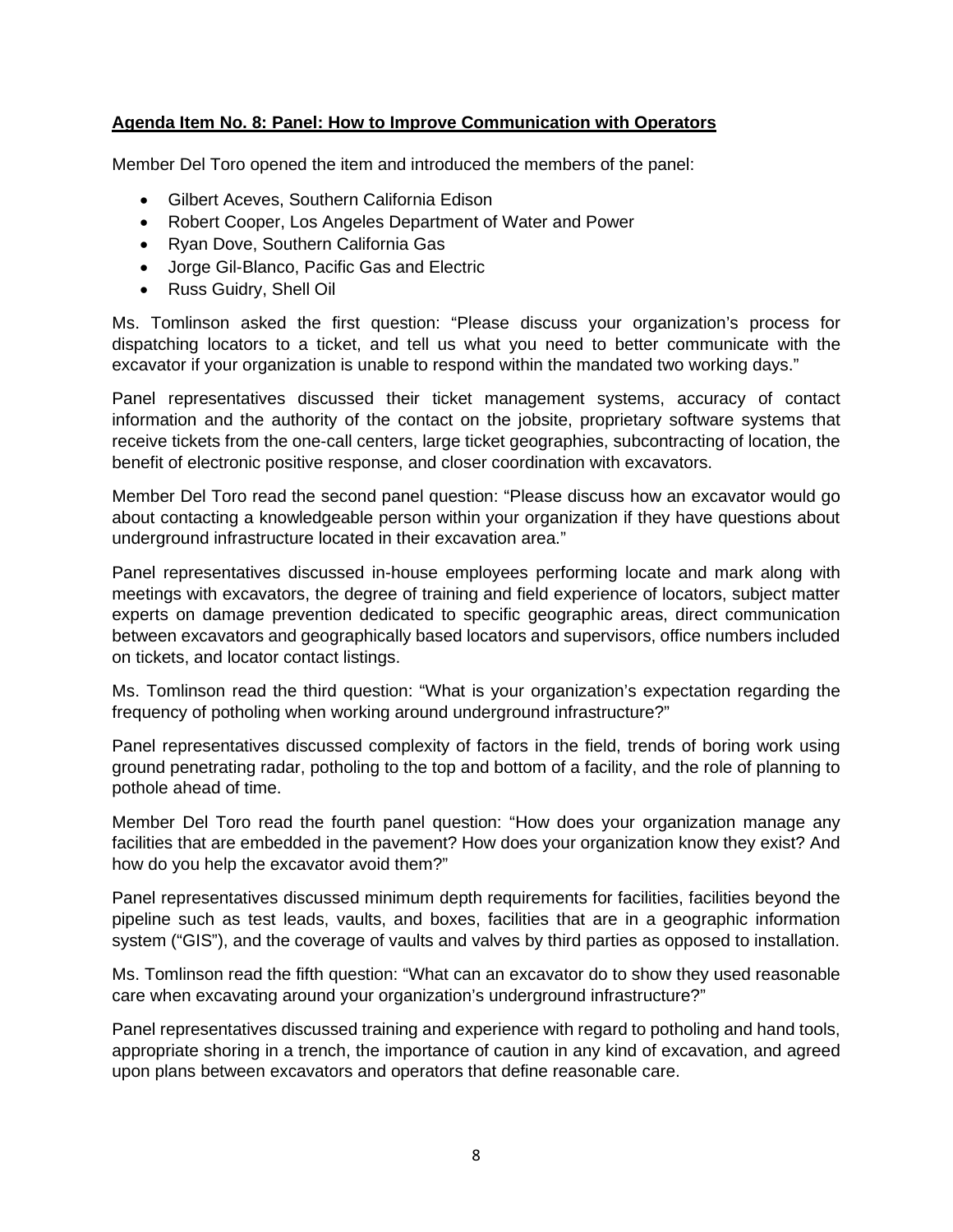**Agenda Item No. 8: Panel: How to Improve Communication with Operators**

Member Del Toro opened the item and introduced the members of the panel:

- Gilbert Aceves, Southern California Edison
- Robert Cooper, Los Angeles Department of Water and Power
- Ryan Dove, Southern California Gas
- Jorge Gil-Blanco, Pacific Gas and Electric
- Russ Guidry, Shell Oil

Ms. Tomlinson asked the first question: "Please discuss your organization's process for dispatching locators to a ticket, and tell us what you need to better communicate with the excavator if your organization is unable to respond within the mandated two working days."

Panel representatives discussed their ticket management systems, accuracy of contact information and the authority of the contact on the jobsite, proprietary software systems that receive tickets from the one-call centers, large ticket geographies, subcontracting of location, the benefit of electronic positive response, and closer coordination with excavators.

Member Del Toro read the second panel question: "Please discuss how an excavator would go about contacting a knowledgeable person within your organization if they have questions about underground infrastructure located in their excavation area."

Panel representatives discussed in-house employees performing locate and mark along with meetings with excavators, the degree of training and field experience of locators, subject matter experts on damage prevention dedicated to specific geographic areas, direct communication between excavators and geographically based locators and supervisors, office numbers included on tickets, and locator contact listings.

Ms. Tomlinson read the third question: "What is your organization's expectation regarding the frequency of potholing when working around underground infrastructure?"

Panel representatives discussed complexity of factors in the field, trends of boring work using ground penetrating radar, potholing to the top and bottom of a facility, and the role of planning to pothole ahead of time.

Member Del Toro read the fourth panel question: "How does your organization manage any facilities that are embedded in the pavement? How does your organization know they exist? And how do you help the excavator avoid them?"

Panel representatives discussed minimum depth requirements for facilities, facilities beyond the pipeline such as test leads, vaults, and boxes, facilities that are in a geographic information system ("GIS"), and the coverage of vaults and valves by third parties as opposed to installation.

Ms. Tomlinson read the fifth question: "What can an excavator do to show they used reasonable care when excavating around your organization's underground infrastructure?"

Panel representatives discussed training and experience with regard to potholing and hand tools, appropriate shoring in a trench, the importance of caution in any kind of excavation, and agreed upon plans between excavators and operators that define reasonable care.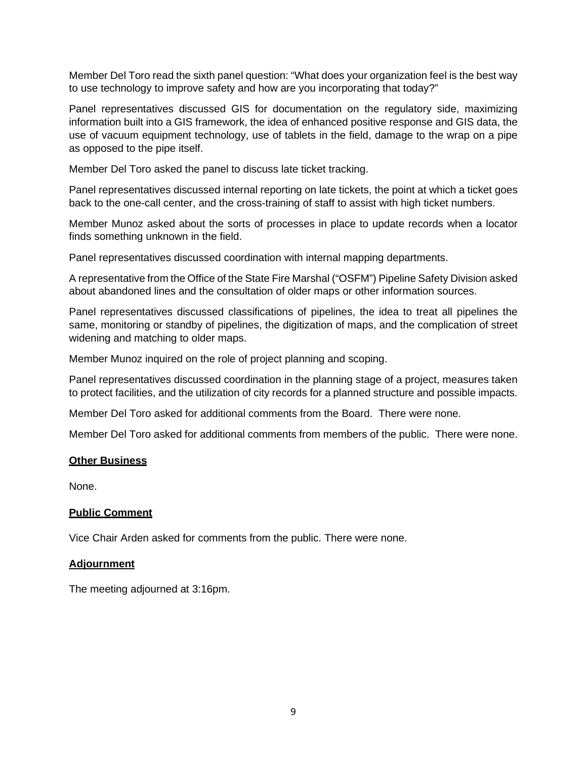Member Del Toro read the sixth panel question: "What does your organization feel is the best way to use technology to improve safety and how are you incorporating that today?"

Panel representatives discussed GIS for documentation on the regulatory side, maximizing information built into a GIS framework, the idea of enhanced positive response and GIS data, the use of vacuum equipment technology, use of tablets in the field, damage to the wrap on a pipe as opposed to the pipe itself.

Member Del Toro asked the panel to discuss late ticket tracking.

Panel representatives discussed internal reporting on late tickets, the point at which a ticket goes back to the one-call center, and the cross-training of staff to assist with high ticket numbers.

Member Munoz asked about the sorts of processes in place to update records when a locator finds something unknown in the field.

Panel representatives discussed coordination with internal mapping departments.

A representative from the Office of the State Fire Marshal ("OSFM") Pipeline Safety Division asked about abandoned lines and the consultation of older maps or other information sources.

Panel representatives discussed classifications of pipelines, the idea to treat all pipelines the same, monitoring or standby of pipelines, the digitization of maps, and the complication of street widening and matching to older maps.

Member Munoz inquired on the role of project planning and scoping.

Panel representatives discussed coordination in the planning stage of a project, measures taken to protect facilities, and the utilization of city records for a planned structure and possible impacts.

Member Del Toro asked for additional comments from the Board. There were none.

Member Del Toro asked for additional comments from members of the public. There were none.

## Other Business

None.

## Public Comment

Vice Chair Arden asked for comments from the public. There were none.

## Adjournment

The meeting adjourned at 3:16pm.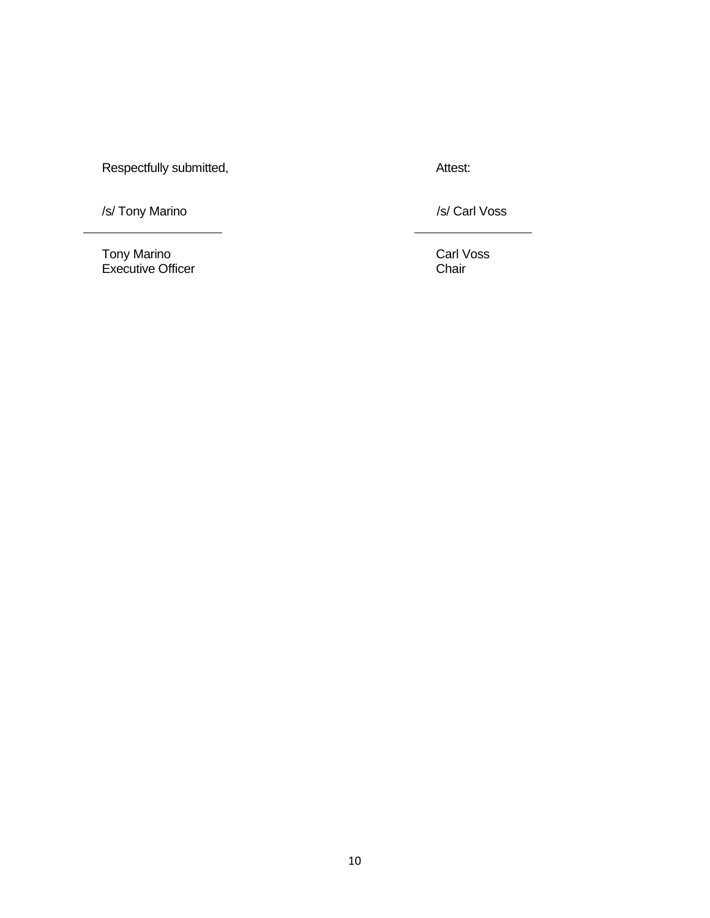Respectfully submitted,

/s/ Tony Marino

Tony Marino
Executive Officer

Attest:

/s/ Carl Voss

Carl Voss
Chair